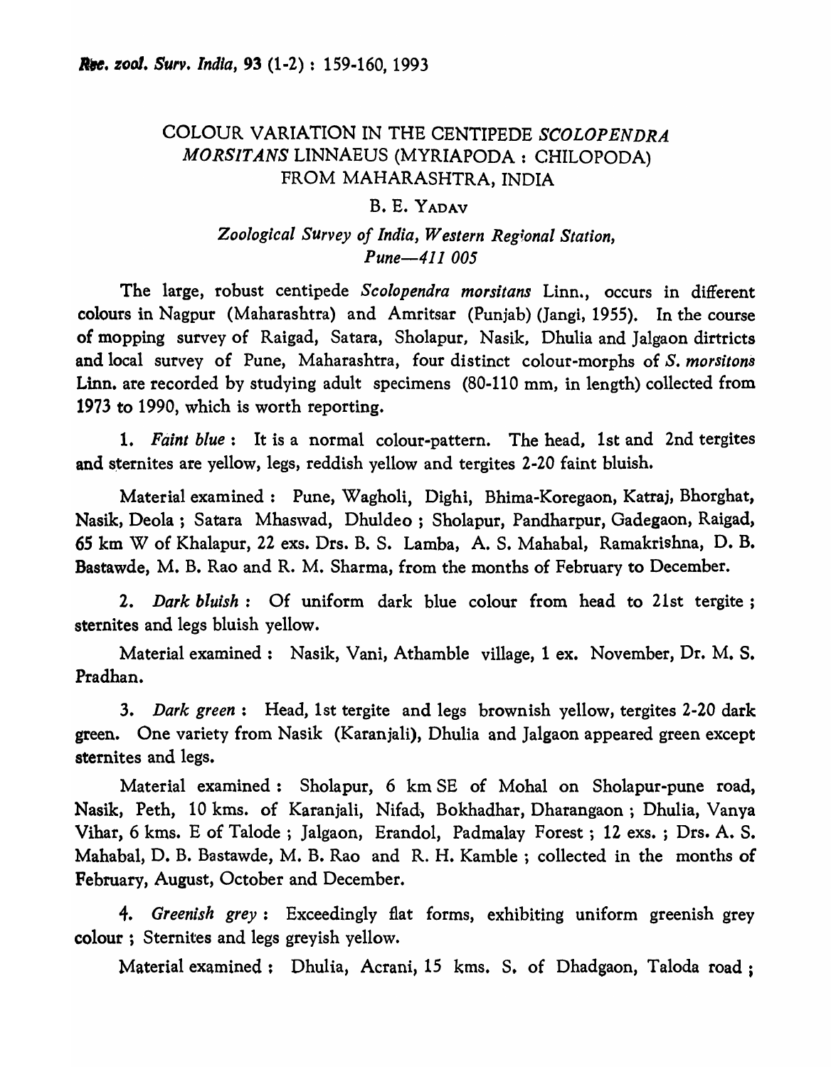# COLOUR VARIATION IN THE CENTIPEDE *SCOLOPENDRA MORSITANS* LINNAEUS (MYRIAPODA : CHILOPODA) FROM MAHARASHTRA, INDIA

B. E. YADAV

*Zoological Survey of India, Western Regional Station, Pune—411 005*

The large, robust centipede *Scolopendra morsitans* Linn., occurs in different colours in Nagpur (Maharashtra) and Amritsar (Punjab) (Jangi, 1955). In the course of mopping survey of Raigad, Satara, Sholapur, Nasik, Dhulia and Jalgaon dirtricts and local survey of Pune, Maharashtra, four distinct colour-morphs of *S. morsitons* Linn. are recorded by studying adult specimens (80-110 mm, in length) collected from 1973 to 1990, which is worth reporting.

1. *Faint blue* : It is a normal colour-pattern. The head, 1st and 2nd tergites and sternites are yellow, legs, reddish yellow and tergites 2-20 faint bluish.

Material examined : Pune, Wagholi, Dighi, Bhima-Koregaon, Katraj, Bhorghat, Nasik, Deola ; Satara Mhaswad, Dhuldeo ; Sholapur, Pandharpur, Gadegaon, Raigad, 65 km W of Khalapur, 22 exs. Drs. B. S. Lamba, A. S. Mahabal, Ramakrishna, D. B. Bastawde, M. B. Rao and R. M. Sharma, from the months of February to December.

2. *Dark bluish* : Of uniform dark blue colour from head to 21st tergite ; sternites and legs bluish yellow.

Material examined : Nasik, Vani, Athamble village, 1 ex. November, Dr. M. S. Pradhan.

3. *Dark green* : Head, 1st tergite and legs brownish yellow, tergites 2-20 dark green. One variety from Nasik (Karanjali), Dhulia and Jalgaon appeared green except sternites and legs.

Material examined : Sholapur, 6 km SE of Mohal on Sholapur-pune road, Nasik, Peth, 10 kms. of Karanjali, Nifad, Bokhadhar, Dharangaon ; Dhulia, Vanya Vihar, 6 kms. E of Talode ; Jalgaon, Erandol, Padmalay Forest ; 12 exs. ; Drs. A. S. Mahabal, D. B. Bastawde, M. B. Rao and R. H. Kamble ; collected in the months of February, August, October and December.

4. *Greenish grey* : Exceedingly flat forms, exhibiting uniform greenish grey colour ; Sternites and legs greyish yellow.

Material examined : Dhulia, Acrani, 15 kms. S. of Dhadgaon, Taloda road ;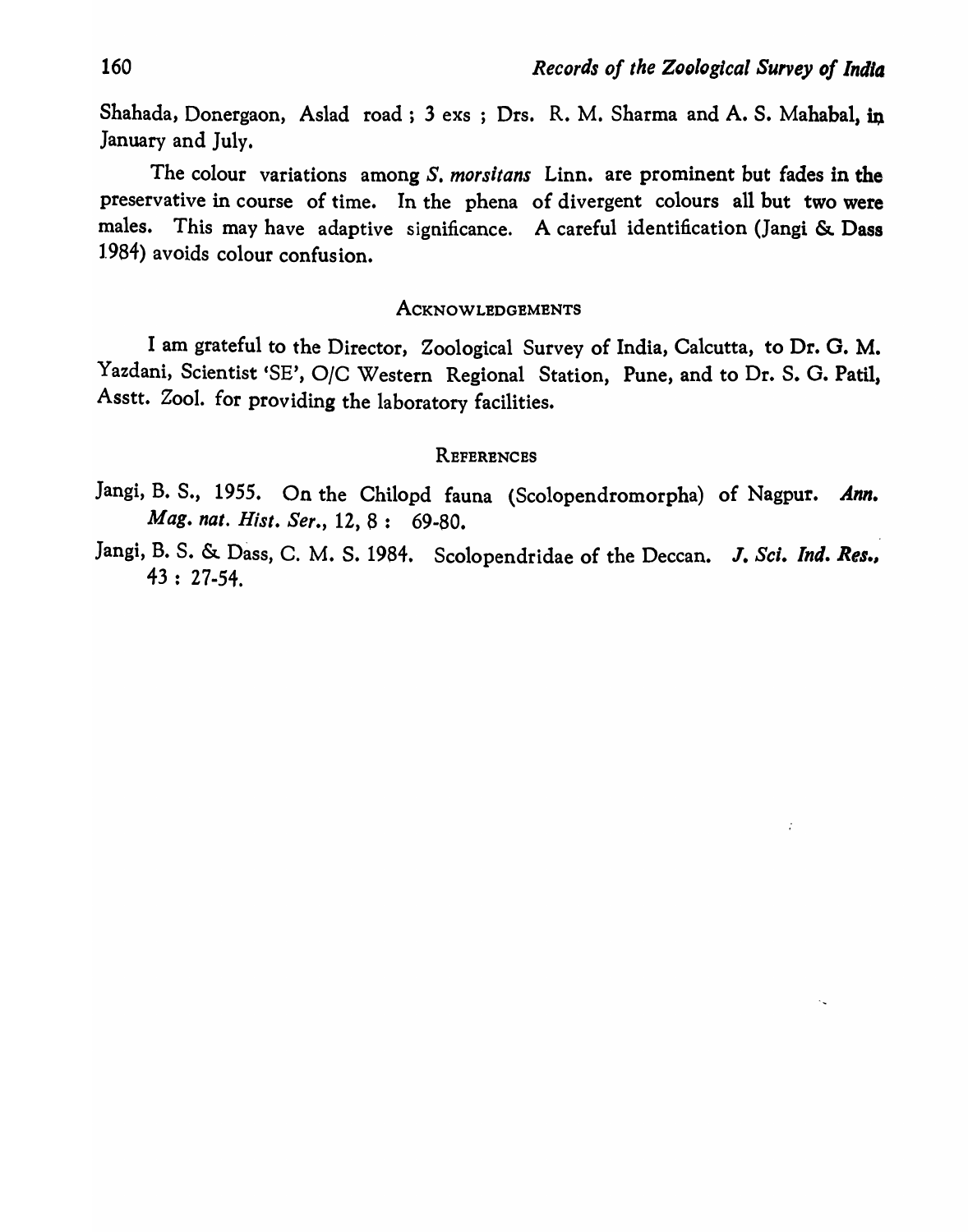Shahada, Donergaon, Aslad road ; 3 exs ; Drs. R. M. Sharma and A. S. Mahabal, in January and July.

The colour variations among *S. morsitans* Linn. are prominent but fades in the preservative in course of time. In the phena of divergent colours all but two were males. This may have adaptive significance. A careful identification (Jangi & Dass 1984) avoids colour confusion.

## ACKNOWLEDGEMENTS

I am grateful to the Director, Zoological Survey of India, Calcutta, to Dr. G. M. Yazdani, Scientist 'SE', O/C Western Regional Station, Pune, and to Dr. S. G. Patil, Asstt. Zool. for providing the laboratory facilities.

## REFERENCES

Jangi, B. S., 1955. On the Chilopd fauna (Scolopendromorpha) of Nagpur. *Ann. Mag. nat. Hist. Ser.*, 12, 8 : 69-80.

Jangi, B. S. & Dass, C. M. S. 1984. Scolopendridae of the Deccan. *J. Sci. Ind. Res.*, 43 : 27-54.